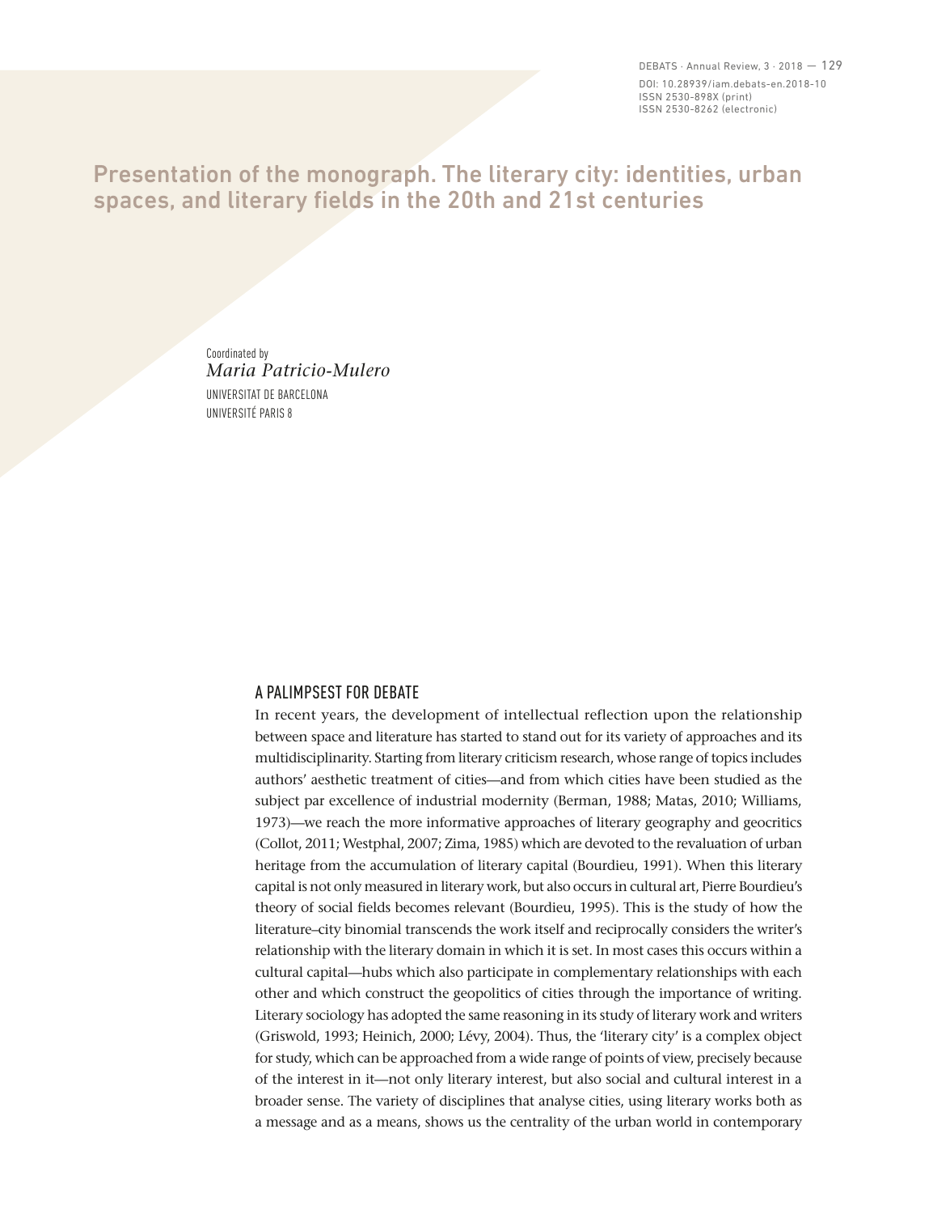# Presentation of the monograph. The literary city: identities, urban spaces, and literary fields in the 20th and 21st centuries

Coordinated by
*Maria Patricio-Mulero*
UNIVERSITAT DE BARCELONA
UNIVERSITÉ PARIS 8

## A PALIMPSEST FOR DEBATE

In recent years, the development of intellectual reflection upon the relationship between space and literature has started to stand out for its variety of approaches and its multidisciplinarity. Starting from literary criticism research, whose range of topics includes authors' aesthetic treatment of cities—and from which cities have been studied as the subject par excellence of industrial modernity (Berman, 1988; Matas, 2010; Williams, 1973)—we reach the more informative approaches of literary geography and geocritics (Collot, 2011; Westphal, 2007; Zima, 1985) which are devoted to the revaluation of urban heritage from the accumulation of literary capital (Bourdieu, 1991). When this literary capital is not only measured in literary work, but also occurs in cultural art, Pierre Bourdieu's theory of social fields becomes relevant (Bourdieu, 1995). This is the study of how the literature–city binomial transcends the work itself and reciprocally considers the writer's relationship with the literary domain in which it is set. In most cases this occurs within a cultural capital—hubs which also participate in complementary relationships with each other and which construct the geopolitics of cities through the importance of writing. Literary sociology has adopted the same reasoning in its study of literary work and writers (Griswold, 1993; Heinich, 2000; Lévy, 2004). Thus, the 'literary city' is a complex object for study, which can be approached from a wide range of points of view, precisely because of the interest in it—not only literary interest, but also social and cultural interest in a broader sense. The variety of disciplines that analyse cities, using literary works both as a message and as a means, shows us the centrality of the urban world in contemporary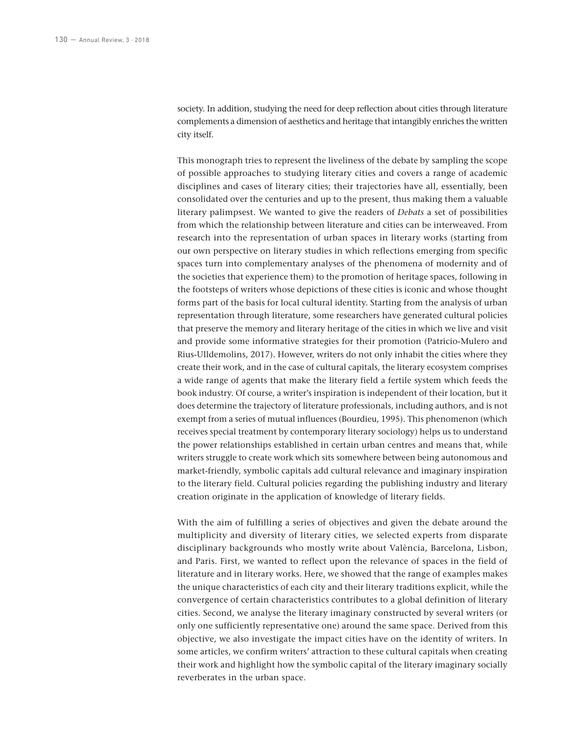society. In addition, studying the need for deep reflection about cities through literature complements a dimension of aesthetics and heritage that intangibly enriches the written city itself.

This monograph tries to represent the liveliness of the debate by sampling the scope of possible approaches to studying literary cities and covers a range of academic disciplines and cases of literary cities; their trajectories have all, essentially, been consolidated over the centuries and up to the present, thus making them a valuable literary palimpsest. We wanted to give the readers of *Debats* a set of possibilities from which the relationship between literature and cities can be interweaved. From research into the representation of urban spaces in literary works (starting from our own perspective on literary studies in which reflections emerging from specific spaces turn into complementary analyses of the phenomena of modernity and of the societies that experience them) to the promotion of heritage spaces, following in the footsteps of writers whose depictions of these cities is iconic and whose thought forms part of the basis for local cultural identity. Starting from the analysis of urban representation through literature, some researchers have generated cultural policies that preserve the memory and literary heritage of the cities in which we live and visit and provide some informative strategies for their promotion (Patricio-Mulero and Rius-Ulldemolins, 2017). However, writers do not only inhabit the cities where they create their work, and in the case of cultural capitals, the literary ecosystem comprises a wide range of agents that make the literary field a fertile system which feeds the book industry. Of course, a writer's inspiration is independent of their location, but it does determine the trajectory of literature professionals, including authors, and is not exempt from a series of mutual influences (Bourdieu, 1995). This phenomenon (which receives special treatment by contemporary literary sociology) helps us to understand the power relationships established in certain urban centres and means that, while writers struggle to create work which sits somewhere between being autonomous and market-friendly, symbolic capitals add cultural relevance and imaginary inspiration to the literary field. Cultural policies regarding the publishing industry and literary creation originate in the application of knowledge of literary fields.

With the aim of fulfilling a series of objectives and given the debate around the multiplicity and diversity of literary cities, we selected experts from disparate disciplinary backgrounds who mostly write about València, Barcelona, Lisbon, and Paris. First, we wanted to reflect upon the relevance of spaces in the field of literature and in literary works. Here, we showed that the range of examples makes the unique characteristics of each city and their literary traditions explicit, while the convergence of certain characteristics contributes to a global definition of literary cities. Second, we analyse the literary imaginary constructed by several writers (or only one sufficiently representative one) around the same space. Derived from this objective, we also investigate the impact cities have on the identity of writers. In some articles, we confirm writers' attraction to these cultural capitals when creating their work and highlight how the symbolic capital of the literary imaginary socially reverberates in the urban space.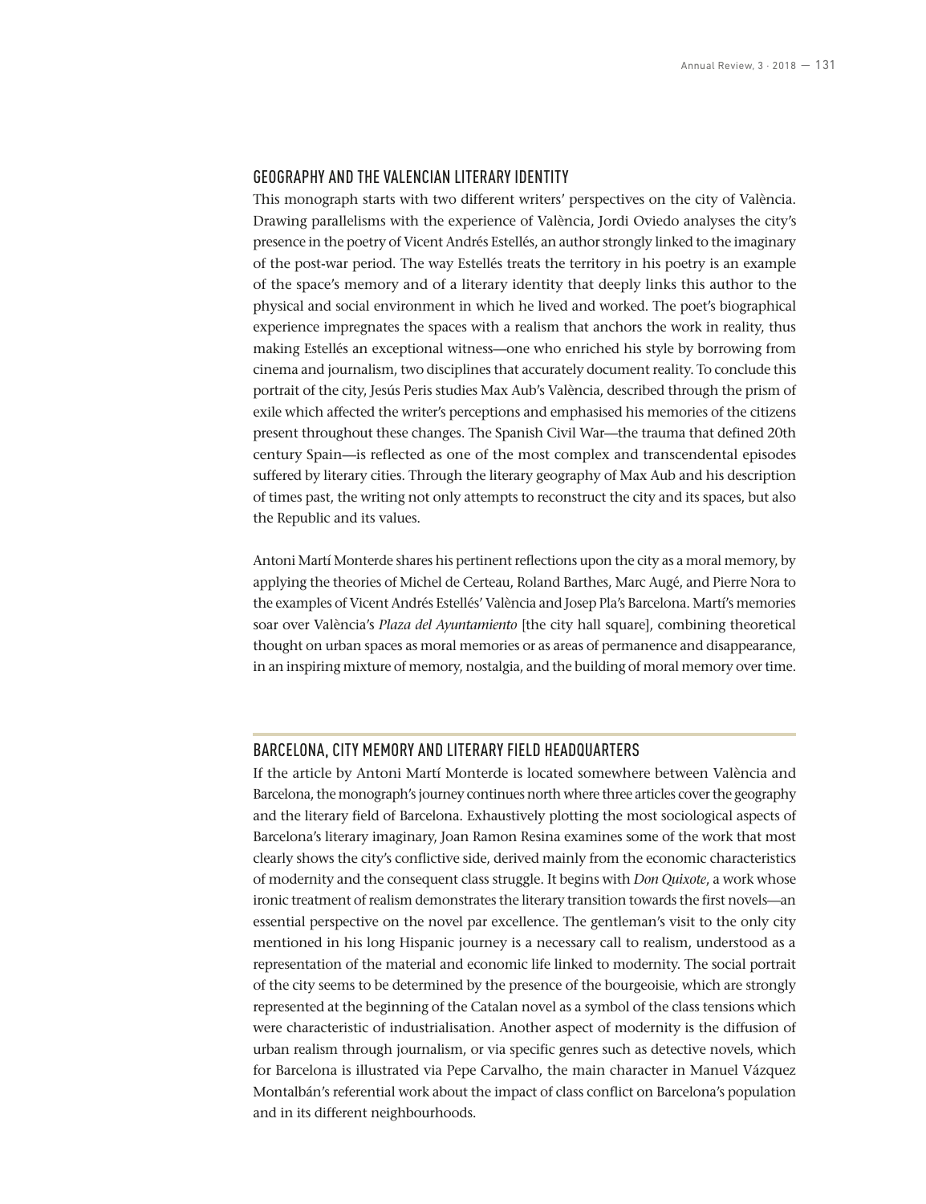## GEOGRAPHY AND THE VALENCIAN LITERARY IDENTITY

This monograph starts with two different writers' perspectives on the city of València. Drawing parallelisms with the experience of València, Jordi Oviedo analyses the city's presence in the poetry of Vicent Andrés Estellés, an author strongly linked to the imaginary of the post-war period. The way Estellés treats the territory in his poetry is an example of the space's memory and of a literary identity that deeply links this author to the physical and social environment in which he lived and worked. The poet's biographical experience impregnates the spaces with a realism that anchors the work in reality, thus making Estellés an exceptional witness—one who enriched his style by borrowing from cinema and journalism, two disciplines that accurately document reality. To conclude this portrait of the city, Jesús Peris studies Max Aub's València, described through the prism of exile which affected the writer's perceptions and emphasised his memories of the citizens present throughout these changes. The Spanish Civil War—the trauma that defined 20th century Spain—is reflected as one of the most complex and transcendental episodes suffered by literary cities. Through the literary geography of Max Aub and his description of times past, the writing not only attempts to reconstruct the city and its spaces, but also the Republic and its values.

Antoni Martí Monterde shares his pertinent reflections upon the city as a moral memory, by applying the theories of Michel de Certeau, Roland Barthes, Marc Augé, and Pierre Nora to the examples of Vicent Andrés Estellés' València and Josep Pla's Barcelona. Martí's memories soar over València's *Plaza del Ayuntamiento* [the city hall square], combining theoretical thought on urban spaces as moral memories or as areas of permanence and disappearance, in an inspiring mixture of memory, nostalgia, and the building of moral memory over time.

## BARCELONA, CITY MEMORY AND LITERARY FIELD HEADQUARTERS

If the article by Antoni Martí Monterde is located somewhere between València and Barcelona, the monograph's journey continues north where three articles cover the geography and the literary field of Barcelona. Exhaustively plotting the most sociological aspects of Barcelona's literary imaginary, Joan Ramon Resina examines some of the work that most clearly shows the city's conflictive side, derived mainly from the economic characteristics of modernity and the consequent class struggle. It begins with *Don Quixote*, a work whose ironic treatment of realism demonstrates the literary transition towards the first novels—an essential perspective on the novel par excellence. The gentleman's visit to the only city mentioned in his long Hispanic journey is a necessary call to realism, understood as a representation of the material and economic life linked to modernity. The social portrait of the city seems to be determined by the presence of the bourgeoisie, which are strongly represented at the beginning of the Catalan novel as a symbol of the class tensions which were characteristic of industrialisation. Another aspect of modernity is the diffusion of urban realism through journalism, or via specific genres such as detective novels, which for Barcelona is illustrated via Pepe Carvalho, the main character in Manuel Vázquez Montalbán's referential work about the impact of class conflict on Barcelona's population and in its different neighbourhoods.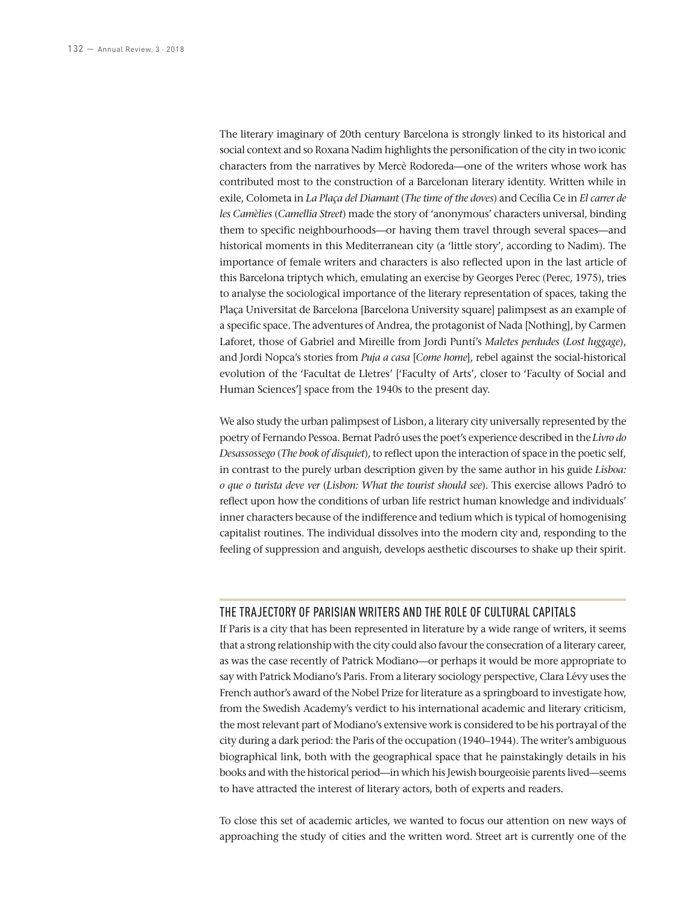The literary imaginary of 20th century Barcelona is strongly linked to its historical and social context and so Roxana Nadim highlights the personification of the city in two iconic characters from the narratives by Mercè Rodoreda—one of the writers whose work has contributed most to the construction of a Barcelonan literary identity. Written while in exile, Colometa in *La Plaça del Diamant* (*The time of the doves*) and Cecília Ce in *El carrer de les Camèlies* (*Camellia Street*) made the story of 'anonymous' characters universal, binding them to specific neighbourhoods—or having them travel through several spaces—and historical moments in this Mediterranean city (a 'little story', according to Nadim). The importance of female writers and characters is also reflected upon in the last article of this Barcelona triptych which, emulating an exercise by Georges Perec (Perec, 1975), tries to analyse the sociological importance of the literary representation of spaces, taking the Plaça Universitat de Barcelona [Barcelona University square] palimpsest as an example of a specific space. The adventures of Andrea, the protagonist of Nada [Nothing], by Carmen Laforet, those of Gabriel and Mireille from Jordi Puntí's *Maletes perdudes* (*Lost luggage*), and Jordi Nopca's stories from *Puja a casa* [*Come home*], rebel against the social-historical evolution of the 'Facultat de Lletres' ['Faculty of Arts', closer to 'Faculty of Social and Human Sciences'] space from the 1940s to the present day.

We also study the urban palimpsest of Lisbon, a literary city universally represented by the poetry of Fernando Pessoa. Bernat Padró uses the poet's experience described in the *Livro do Desassossego* (*The book of disquiet*), to reflect upon the interaction of space in the poetic self, in contrast to the purely urban description given by the same author in his guide *Lisboa: o que o turista deve ver* (*Lisbon: What the tourist should see*). This exercise allows Padró to reflect upon how the conditions of urban life restrict human knowledge and individuals' inner characters because of the indifference and tedium which is typical of homogenising capitalist routines. The individual dissolves into the modern city and, responding to the feeling of suppression and anguish, develops aesthetic discourses to shake up their spirit.

## THE TRAJECTORY OF PARISIAN WRITERS AND THE ROLE OF CULTURAL CAPITALS

If Paris is a city that has been represented in literature by a wide range of writers, it seems that a strong relationship with the city could also favour the consecration of a literary career, as was the case recently of Patrick Modiano—or perhaps it would be more appropriate to say with Patrick Modiano's Paris. From a literary sociology perspective, Clara Lévy uses the French author's award of the Nobel Prize for literature as a springboard to investigate how, from the Swedish Academy's verdict to his international academic and literary criticism, the most relevant part of Modiano's extensive work is considered to be his portrayal of the city during a dark period: the Paris of the occupation (1940–1944). The writer's ambiguous biographical link, both with the geographical space that he painstakingly details in his books and with the historical period—in which his Jewish bourgeoisie parents lived—seems to have attracted the interest of literary actors, both of experts and readers.

To close this set of academic articles, we wanted to focus our attention on new ways of approaching the study of cities and the written word. Street art is currently one of the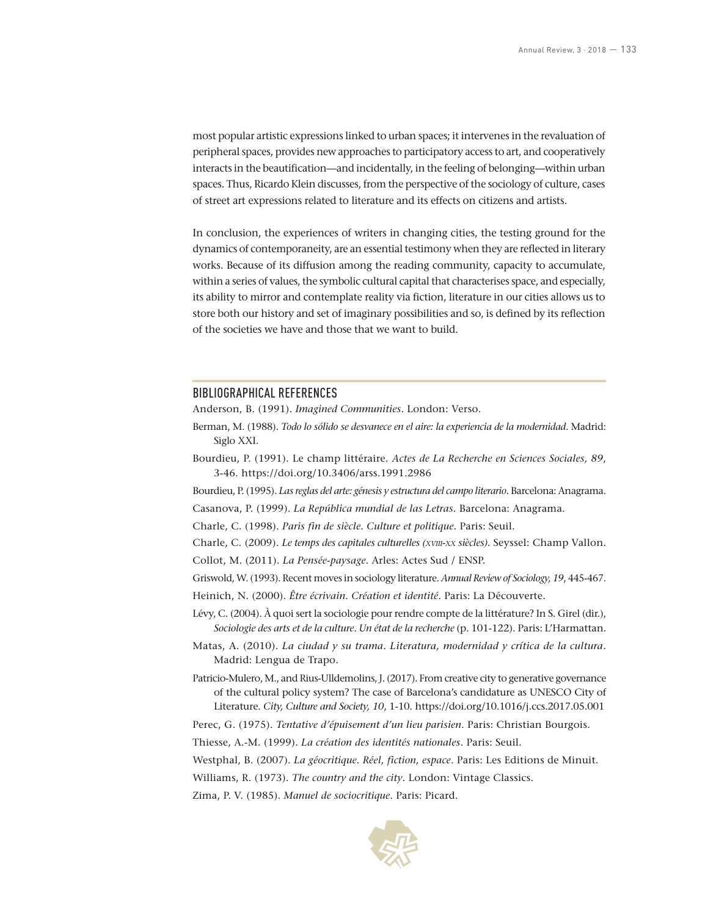most popular artistic expressions linked to urban spaces; it intervenes in the revaluation of peripheral spaces, provides new approaches to participatory access to art, and cooperatively interacts in the beautification—and incidentally, in the feeling of belonging—within urban spaces. Thus, Ricardo Klein discusses, from the perspective of the sociology of culture, cases of street art expressions related to literature and its effects on citizens and artists.

In conclusion, the experiences of writers in changing cities, the testing ground for the dynamics of contemporaneity, are an essential testimony when they are reflected in literary works. Because of its diffusion among the reading community, capacity to accumulate, within a series of values, the symbolic cultural capital that characterises space, and especially, its ability to mirror and contemplate reality via fiction, literature in our cities allows us to store both our history and set of imaginary possibilities and so, is defined by its reflection of the societies we have and those that we want to build.

## BIBLIOGRAPHICAL REFERENCES

Anderson, B. (1991). *Imagined Communities*. London: Verso.

Berman, M. (1988). *Todo lo sólido se desvanece en el aire: la experiencia de la modernidad*. Madrid: Siglo XXI.

Bourdieu, P. (1991). Le champ littéraire. *Actes de La Recherche en Sciences Sociales, 89*, 3-46. https://doi.org/10.3406/arss.1991.2986

Bourdieu, P. (1995). *Las reglas del arte: génesis y estructura del campo literario*. Barcelona: Anagrama.

Casanova, P. (1999). *La República mundial de las Letras*. Barcelona: Anagrama.

Charle, C. (1998). *Paris fin de siècle. Culture et politique*. Paris: Seuil.

Charle, C. (2009). *Le temps des capitales culturelles (xviii-xx siècles)*. Seyssel: Champ Vallon.

Collot, M. (2011). *La Pensée-paysage*. Arles: Actes Sud / ENSP.

Griswold, W. (1993). Recent moves in sociology literature. *Annual Review of Sociology, 19*, 445-467.

Heinich, N. (2000). *Être écrivain. Création et identité*. Paris: La Découverte.

Lévy, C. (2004). À quoi sert la sociologie pour rendre compte de la littérature? In S. Girel (dir.), *Sociologie des arts et de la culture. Un état de la recherche* (p. 101-122). Paris: L'Harmattan.

Matas, A. (2010). *La ciudad y su trama. Literatura, modernidad y crítica de la cultura*. Madrid: Lengua de Trapo.

Patricio-Mulero, M., and Rius-Ulldemolins, J. (2017). From creative city to generative governance of the cultural policy system? The case of Barcelona's candidature as UNESCO City of Literature. *City, Culture and Society, 10*, 1-10. https://doi.org/10.1016/j.ccs.2017.05.001

Perec, G. (1975). *Tentative d'épuisement d'un lieu parisien*. Paris: Christian Bourgois.

Thiesse, A.-M. (1999). *La création des identités nationales*. Paris: Seuil.

Westphal, B. (2007). *La géocritique. Réel, fiction, espace*. Paris: Les Editions de Minuit.

Williams, R. (1973). *The country and the city*. London: Vintage Classics.

Zima, P. V. (1985). *Manuel de sociocritique*. Paris: Picard.